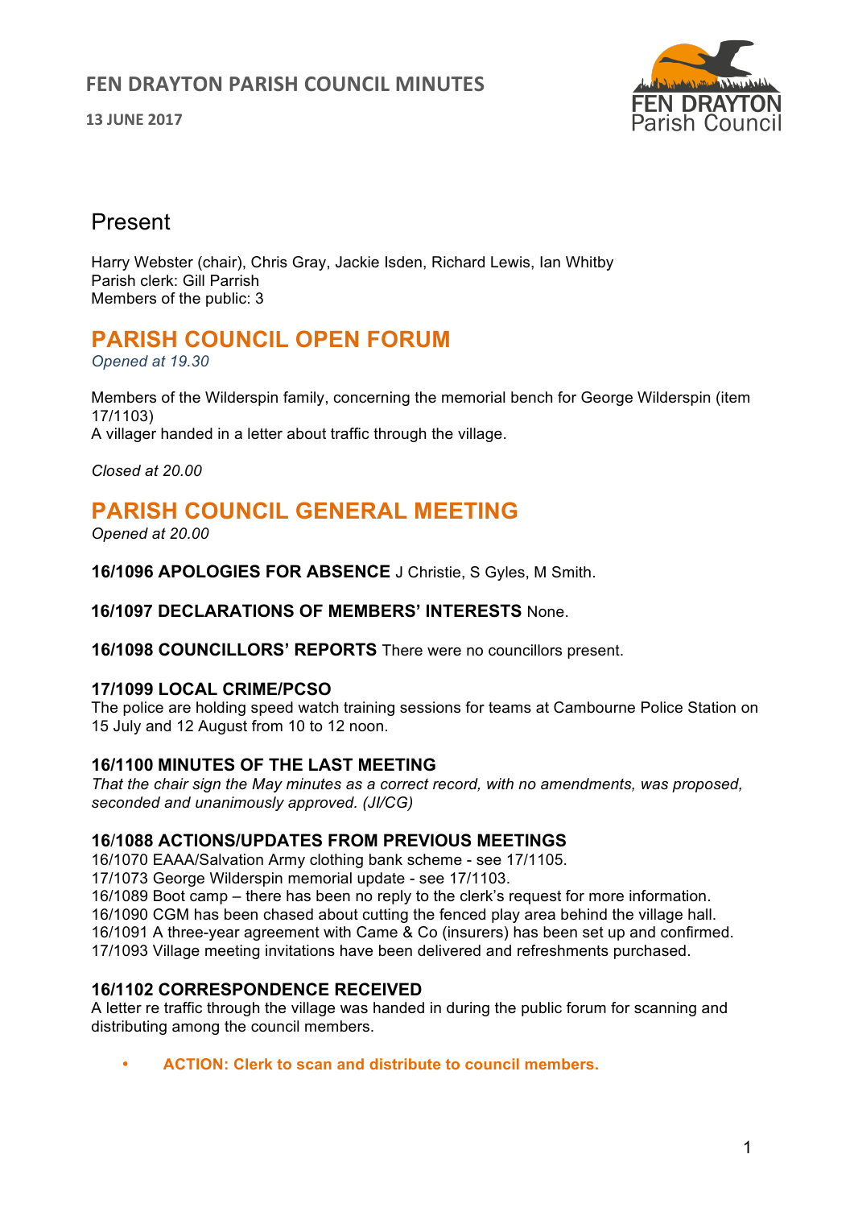# FEN DRAYTON PARISH COUNCIL MINUTES

**13 JUNE 2017**

## Present

Harry Webster (chair), Chris Gray, Jackie Isden, Richard Lewis, Ian Whitby
Parish clerk: Gill Parrish
Members of the public: 3

## PARISH COUNCIL OPEN FORUM

*Opened at 19.30*

Members of the Wilderspin family, concerning the memorial bench for George Wilderspin (item 17/1103)
A villager handed in a letter about traffic through the village.

*Closed at 20.00*

## PARISH COUNCIL GENERAL MEETING

*Opened at 20.00*

**16/1096 APOLOGIES FOR ABSENCE** J Christie, S Gyles, M Smith.

**16/1097 DECLARATIONS OF MEMBERS' INTERESTS** None.

**16/1098 COUNCILLORS' REPORTS** There were no councillors present.

### 17/1099 LOCAL CRIME/PCSO

The police are holding speed watch training sessions for teams at Cambourne Police Station on 15 July and 12 August from 10 to 12 noon.

### 16/1100 MINUTES OF THE LAST MEETING

*That the chair sign the May minutes as a correct record, with no amendments, was proposed, seconded and unanimously approved. (JI/CG)*

### 16/1088 ACTIONS/UPDATES FROM PREVIOUS MEETINGS

16/1070 EAAA/Salvation Army clothing bank scheme - see 17/1105.
17/1073 George Wilderspin memorial update - see 17/1103.
16/1089 Boot camp – there has been no reply to the clerk's request for more information.
16/1090 CGM has been chased about cutting the fenced play area behind the village hall.
16/1091 A three-year agreement with Came & Co (insurers) has been set up and confirmed.
17/1093 Village meeting invitations have been delivered and refreshments purchased.

### 16/1102 CORRESPONDENCE RECEIVED

A letter re traffic through the village was handed in during the public forum for scanning and distributing among the council members.

- **ACTION: Clerk to scan and distribute to council members.**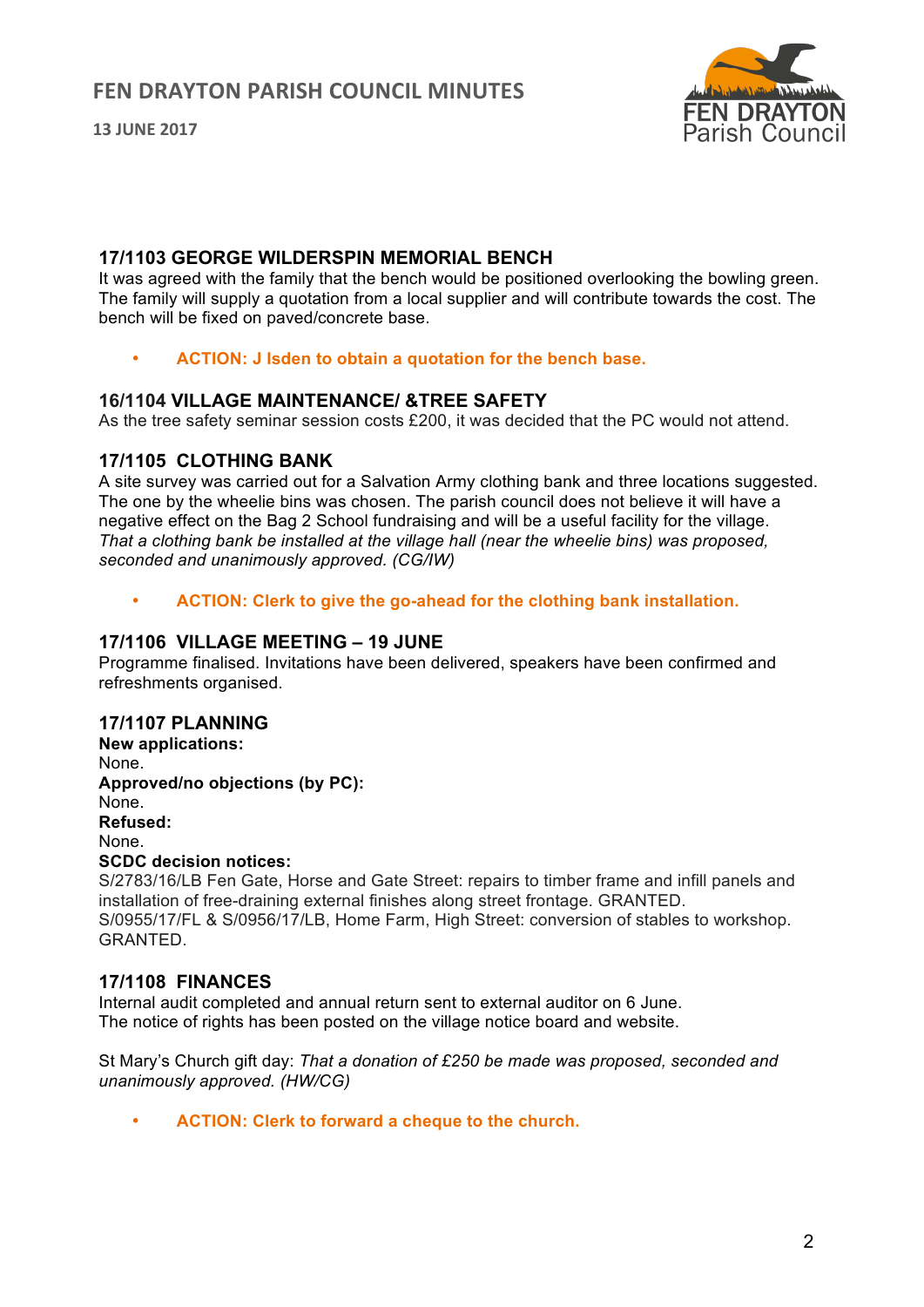### 17/1103 GEORGE WILDERSPIN MEMORIAL BENCH

It was agreed with the family that the bench would be positioned overlooking the bowling green. The family will supply a quotation from a local supplier and will contribute towards the cost. The bench will be fixed on paved/concrete base.

- **ACTION: J Isden to obtain a quotation for the bench base.**

### 16/1104 VILLAGE MAINTENANCE/ &TREE SAFETY

As the tree safety seminar session costs £200, it was decided that the PC would not attend.

### 17/1105 CLOTHING BANK

A site survey was carried out for a Salvation Army clothing bank and three locations suggested. The one by the wheelie bins was chosen. The parish council does not believe it will have a negative effect on the Bag 2 School fundraising and will be a useful facility for the village. *That a clothing bank be installed at the village hall (near the wheelie bins) was proposed, seconded and unanimously approved. (CG/IW)*

- **ACTION: Clerk to give the go-ahead for the clothing bank installation.**

### 17/1106 VILLAGE MEETING – 19 JUNE

Programme finalised. Invitations have been delivered, speakers have been confirmed and refreshments organised.

### 17/1107 PLANNING

**New applications:**
None.
**Approved/no objections (by PC):**
None.
**Refused:**
None.
**SCDC decision notices:**
S/2783/16/LB Fen Gate, Horse and Gate Street: repairs to timber frame and infill panels and installation of free-draining external finishes along street frontage. GRANTED.
S/0955/17/FL & S/0956/17/LB, Home Farm, High Street: conversion of stables to workshop. GRANTED.

### 17/1108 FINANCES

Internal audit completed and annual return sent to external auditor on 6 June.
The notice of rights has been posted on the village notice board and website.

St Mary's Church gift day: *That a donation of £250 be made was proposed, seconded and unanimously approved. (HW/CG)*

- **ACTION: Clerk to forward a cheque to the church.**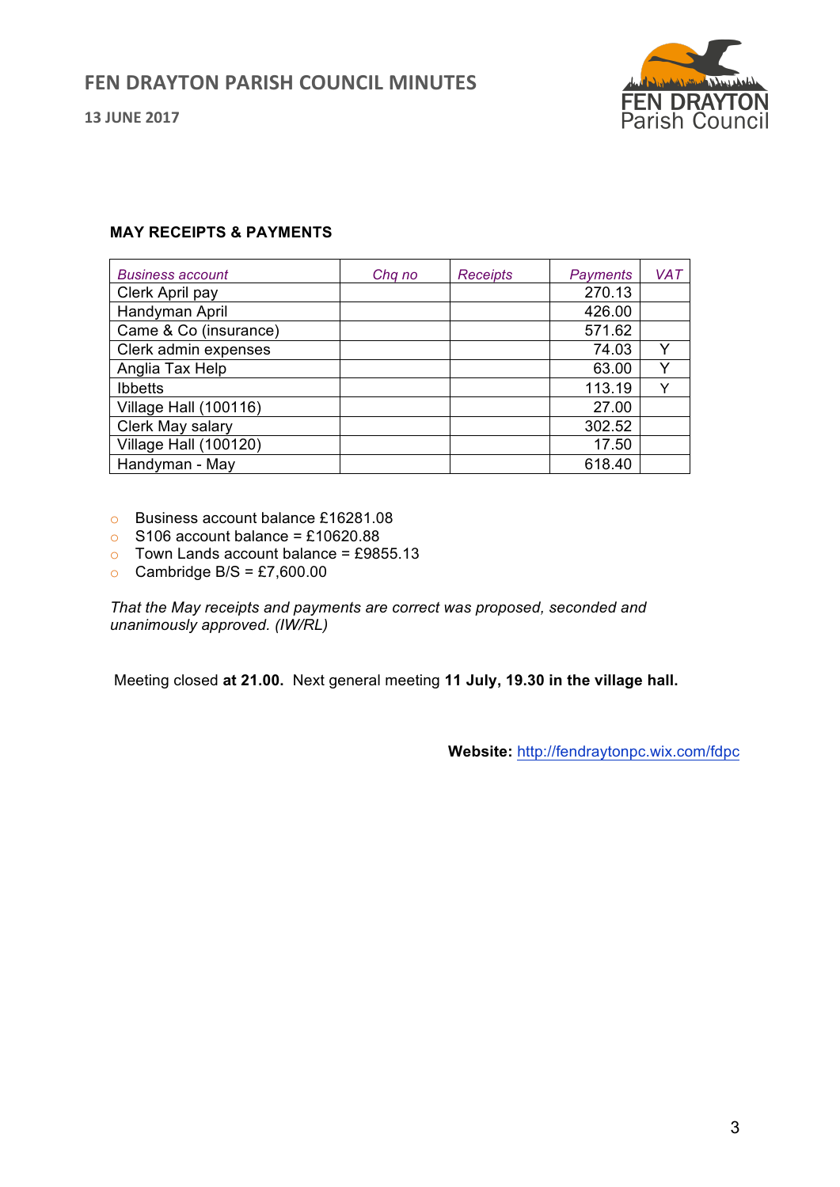### MAY RECEIPTS & PAYMENTS

| *Business account* | *Chq no* | *Receipts* | *Payments* | *VAT* |
|---|---|---|---|---|
| Clerk April pay | | | 270.13 | |
| Handyman April | | | 426.00 | |
| Came & Co (insurance) | | | 571.62 | |
| Clerk admin expenses | | | 74.03 | Y |
| Anglia Tax Help | | | 63.00 | Y |
| Ibbetts | | | 113.19 | Y |
| Village Hall (100116) | | | 27.00 | |
| Clerk May salary | | | 302.52 | |
| Village Hall (100120) | | | 17.50 | |
| Handyman - May | | | 618.40 | |

- Business account balance £16281.08
- S106 account balance = £10620.88
- Town Lands account balance = £9855.13
- Cambridge B/S = £7,600.00

*That the May receipts and payments are correct was proposed, seconded and unanimously approved. (IW/RL)*

Meeting closed **at 21.00.** Next general meeting **11 July, 19.30 in the village hall.**

**Website:** http://fendraytonpc.wix.com/fdpc